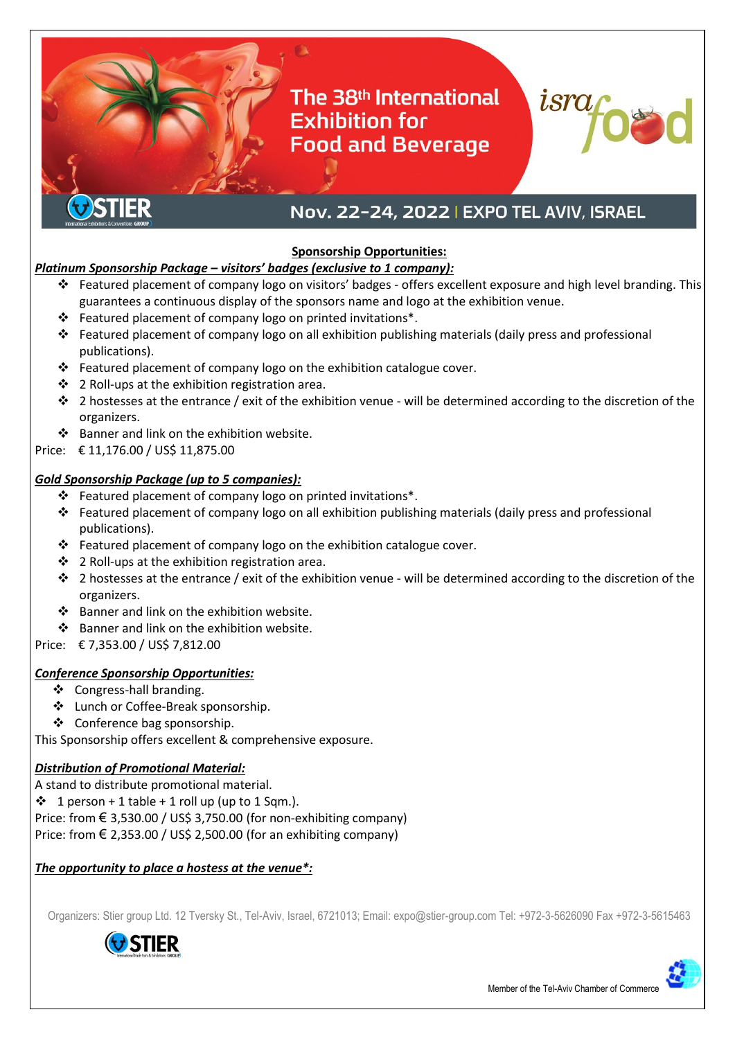# The 38th International Exhibition for Food and Beverage

**israfood**

**Nov. 22-24, 2022 | EXPO TEL AVIV, ISRAEL**

## Sponsorship Opportunities:

***Platinum Sponsorship Package – visitors' badges (exclusive to 1 company):***

- Featured placement of company logo on visitors' badges - offers excellent exposure and high level branding. This guarantees a continuous display of the sponsors name and logo at the exhibition venue.
- Featured placement of company logo on printed invitations*.
- Featured placement of company logo on all exhibition publishing materials (daily press and professional publications).
- Featured placement of company logo on the exhibition catalogue cover.
- 2 Roll-ups at the exhibition registration area.
- 2 hostesses at the entrance / exit of the exhibition venue - will be determined according to the discretion of the organizers.
- Banner and link on the exhibition website.

Price: € 11,176.00 / US$ 11,875.00

***Gold Sponsorship Package (up to 5 companies):***

- Featured placement of company logo on printed invitations*.
- Featured placement of company logo on all exhibition publishing materials (daily press and professional publications).
- Featured placement of company logo on the exhibition catalogue cover.
- 2 Roll-ups at the exhibition registration area.
- 2 hostesses at the entrance / exit of the exhibition venue - will be determined according to the discretion of the organizers.
- Banner and link on the exhibition website.
- Banner and link on the exhibition website.

Price: € 7,353.00 / US$ 7,812.00

***Conference Sponsorship Opportunities:***

- Congress-hall branding.
- Lunch or Coffee-Break sponsorship.
- Conference bag sponsorship.

This Sponsorship offers excellent & comprehensive exposure.

***Distribution of Promotional Material:***

A stand to distribute promotional material.

- 1 person + 1 table + 1 roll up (up to 1 Sqm.).

Price: from € 3,530.00 / US$ 3,750.00 (for non-exhibiting company)
Price: from € 2,353.00 / US$ 2,500.00 (for an exhibiting company)

***The opportunity to place a hostess at the venue*:***

Organizers: Stier group Ltd. 12 Tversky St., Tel-Aviv, Israel, 6721013; Email: expo@stier-group.com Tel: +972-3-5626090 Fax +972-3-5615463

Member of the Tel-Aviv Chamber of Commerce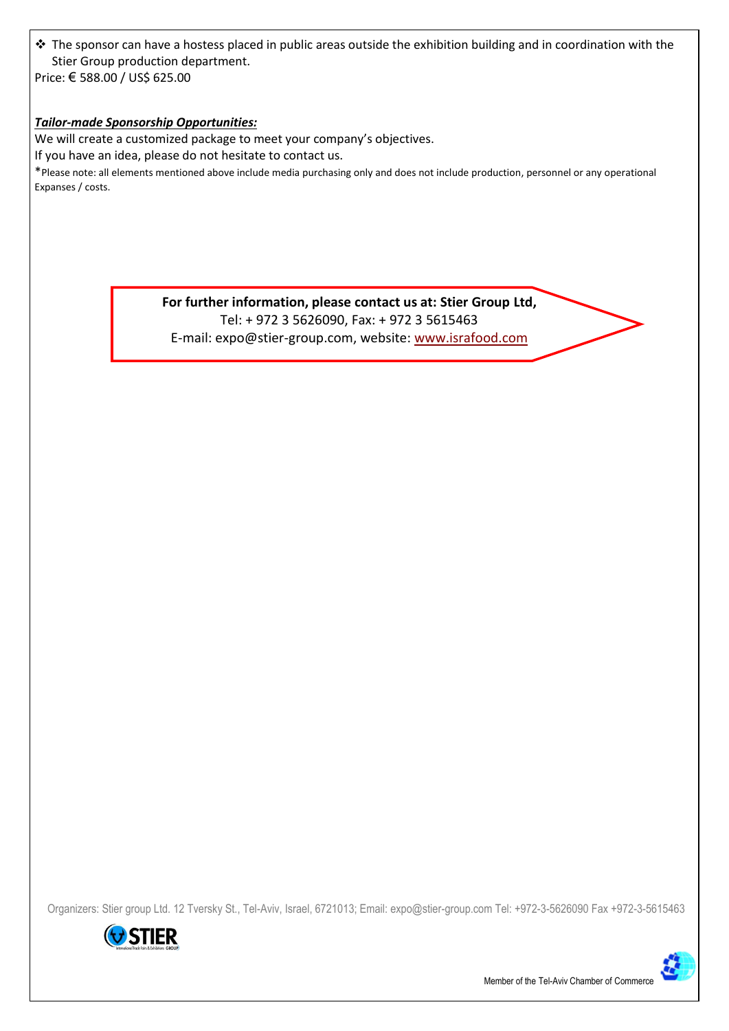- The sponsor can have a hostess placed in public areas outside the exhibition building and in coordination with the Stier Group production department.

Price: € 588.00 / US$ 625.00

***Tailor-made Sponsorship Opportunities:***

We will create a customized package to meet your company's objectives.

If you have an idea, please do not hesitate to contact us.

*Please note: all elements mentioned above include media purchasing only and does not include production, personnel or any operational Expanses / costs.

**For further information, please contact us at: Stier Group Ltd,**
Tel: + 972 3 5626090, Fax: + 972 3 5615463
E-mail: expo@stier-group.com, website: www.israfood.com

Organizers: Stier group Ltd. 12 Tversky St., Tel-Aviv, Israel, 6721013; Email: expo@stier-group.com Tel: +972-3-5626090 Fax +972-3-5615463

STIER

Member of the Tel-Aviv Chamber of Commerce